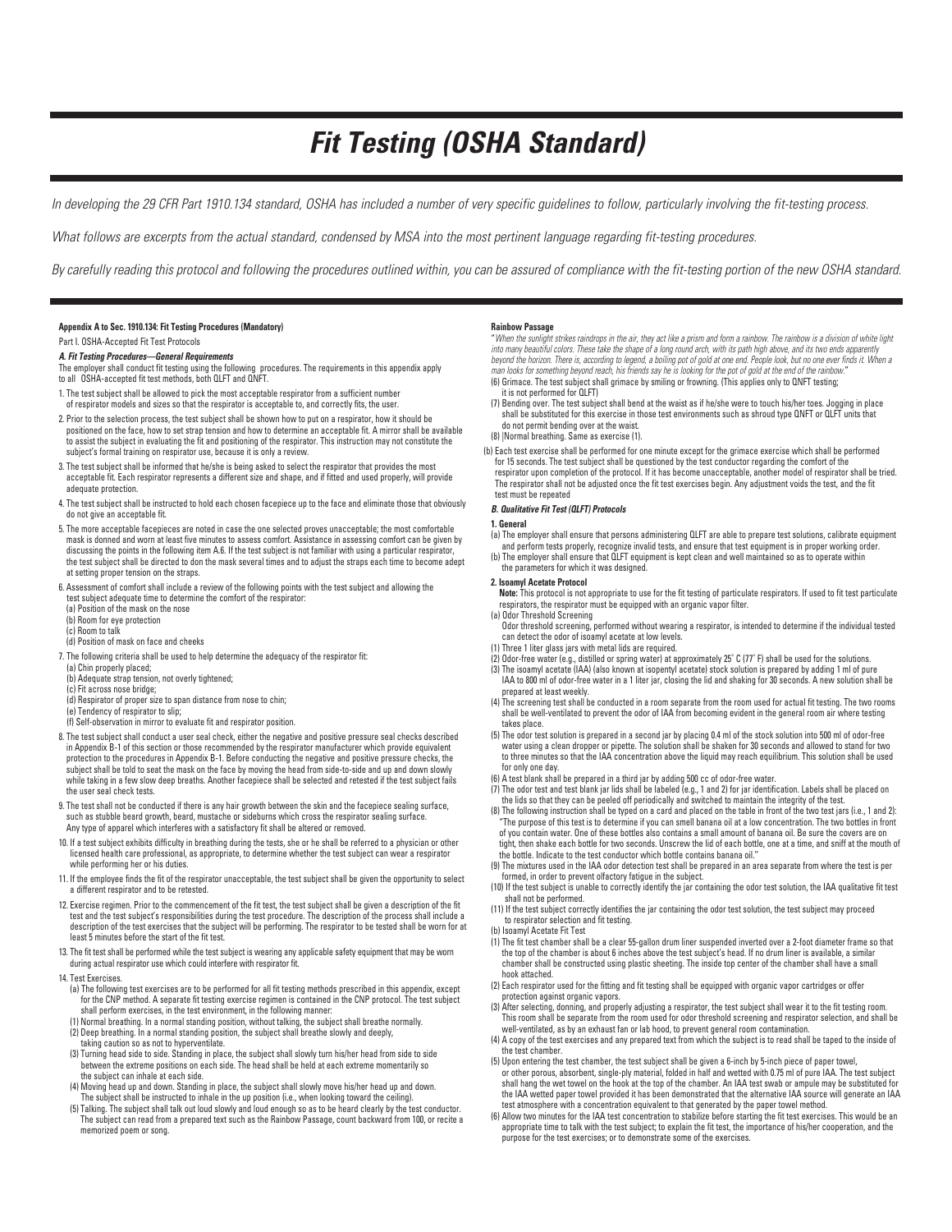# Fit Testing (OSHA Standard)

*In developing the 29 CFR Part 1910.134 standard, OSHA has included a number of very specific guidelines to follow, particularly involving the fit-testing process.*

*What follows are excerpts from the actual standard, condensed by MSA into the most pertinent language regarding fit-testing procedures.*

*By carefully reading this protocol and following the procedures outlined within, you can be assured of compliance with the fit-testing portion of the new OSHA standard.*

**Appendix A to Sec. 1910.134: Fit Testing Procedures (Mandatory)**

Part I. OSHA-Accepted Fit Test Protocols

***A. Fit Testing Procedures—General Requirements***

The employer shall conduct fit testing using the following procedures. The requirements in this appendix apply to all OSHA-accepted fit test methods, both QLFT and QNFT.

1. The test subject shall be allowed to pick the most acceptable respirator from a sufficient number of respirator models and sizes so that the respirator is acceptable to, and correctly fits, the user.
2. Prior to the selection process, the test subject shall be shown how to put on a respirator, how it should be positioned on the face, how to set strap tension and how to determine an acceptable fit. A mirror shall be available to assist the subject in evaluating the fit and positioning of the respirator. This instruction may not constitute the subject's formal training on respirator use, because it is only a review.
3. The test subject shall be informed that he/she is being asked to select the respirator that provides the most acceptable fit. Each respirator represents a different size and shape, and if fitted and used properly, will provide adequate protection.
4. The test subject shall be instructed to hold each chosen facepiece up to the face and eliminate those that obviously do not give an acceptable fit.
5. The more acceptable facepieces are noted in case the one selected proves unacceptable; the most comfortable mask is donned and worn at least five minutes to assess comfort. Assistance in assessing comfort can be given by discussing the points in the following item A.6. If the test subject is not familiar with using a particular respirator, the test subject shall be directed to don the mask several times and to adjust the straps each time to become adept at setting proper tension on the straps.
6. Assessment of comfort shall include a review of the following points with the test subject and allowing the test subject adequate time to determine the comfort of the respirator:
   - (a) Position of the mask on the nose
   - (b) Room for eye protection
   - (c) Room to talk
   - (d) Position of mask on face and cheeks
7. The following criteria shall be used to help determine the adequacy of the respirator fit:
   - (a) Chin properly placed;
   - (b) Adequate strap tension, not overly tightened;
   - (c) Fit across nose bridge;
   - (d) Respirator of proper size to span distance from nose to chin;
   - (e) Tendency of respirator to slip;
   - (f) Self-observation in mirror to evaluate fit and respirator position.
8. The test subject shall conduct a user seal check, either the negative and positive pressure seal checks described in Appendix B-1 of this section or those recommended by the respirator manufacturer which provide equivalent protection to the procedures in Appendix B-1. Before conducting the negative and positive pressure checks, the subject shall be told to seat the mask on the face by moving the head from side-to-side and up and down slowly while taking in a few slow deep breaths. Another facepiece shall be selected and retested if the test subject fails the user seal check tests.
9. The test shall not be conducted if there is any hair growth between the skin and the facepiece sealing surface, such as stubble beard growth, beard, mustache or sideburns which cross the respirator sealing surface. Any type of apparel which interferes with a satisfactory fit shall be altered or removed.
10. If a test subject exhibits difficulty in breathing during the tests, she or he shall be referred to a physician or other licensed health care professional, as appropriate, to determine whether the test subject can wear a respirator while performing her or his duties.
11. If the employee finds the fit of the respirator unacceptable, the test subject shall be given the opportunity to select a different respirator and to be retested.
12. Exercise regimen. Prior to the commencement of the fit test, the test subject shall be given a description of the fit test and the test subject's responsibilities during the test procedure. The description of the process shall include a description of the test exercises that the subject will be performing. The respirator to be tested shall be worn for at least 5 minutes before the start of the fit test.
13. The fit test shall be performed while the test subject is wearing any applicable safety equipment that may be worn during actual respirator use which could interfere with respirator fit.
14. Test Exercises.
   - (a) The following test exercises are to be performed for all fit testing methods prescribed in this appendix, except for the CNP method. A separate fit testing exercise regimen is contained in the CNP protocol. The test subject shall perform exercises, in the test environment, in the following manner:
     - (1) Normal breathing. In a normal standing position, without talking, the subject shall breathe normally.
     - (2) Deep breathing. In a normal standing position, the subject shall breathe slowly and deeply, taking caution so as not to hyperventilate.
     - (3) Turning head side to side. Standing in place, the subject shall slowly turn his/her head from side to side between the extreme positions on each side. The head shall be held at each extreme momentarily so the subject can inhale at each side.
     - (4) Moving head up and down. Standing in place, the subject shall slowly move his/her head up and down. The subject shall be instructed to inhale in the up position (i.e., when looking toward the ceiling).
     - (5) Talking. The subject shall talk out loud slowly and loud enough so as to be heard clearly by the test conductor. The subject can read from a prepared text such as the Rainbow Passage, count backward from 100, or recite a memorized poem or song.

**Rainbow Passage**

"*When the sunlight strikes raindrops in the air, they act like a prism and form a rainbow. The rainbow is a division of white light into many beautiful colors. These take the shape of a long round arch, with its path high above, and its two ends apparently beyond the horizon. There is, according to legend, a boiling pot of gold at one end. People look, but no one ever finds it. When a man looks for something beyond reach, his friends say he is looking for the pot of gold at the end of the rainbow.*"

     - (6) Grimace. The test subject shall grimace by smiling or frowning. (This applies only to QNFT testing; it is not performed for QLFT)
     - (7) Bending over. The test subject shall bend at the waist as if he/she were to touch his/her toes. Jogging in place shall be substituted for this exercise in those test environments such as shroud type QNFT or QLFT units that do not permit bending over at the waist.
     - (8) Normal breathing. Same as exercise (1).
   - (b) Each test exercise shall be performed for one minute except for the grimace exercise which shall be performed for 15 seconds. The test subject shall be questioned by the test conductor regarding the comfort of the respirator upon completion of the protocol. If it has become unacceptable, another model of respirator shall be tried. The respirator shall not be adjusted once the fit test exercises begin. Any adjustment voids the test, and the fit test must be repeated

***B. Qualitative Fit Test (QLFT) Protocols***

**1. General**

- (a) The employer shall ensure that persons administering QLFT are able to prepare test solutions, calibrate equipment and perform tests properly, recognize invalid tests, and ensure that test equipment is in proper working order.
- (b) The employer shall ensure that QLFT equipment is kept clean and well maintained so as to operate within the parameters for which it was designed.

**2. Isoamyl Acetate Protocol**

**Note:** This protocol is not appropriate to use for the fit testing of particulate respirators. If used to fit test particulate respirators, the respirator must be equipped with an organic vapor filter.

(a) Odor Threshold Screening

Odor threshold screening, performed without wearing a respirator, is intended to determine if the individual tested can detect the odor of isoamyl acetate at low levels.

- (1) Three 1 liter glass jars with metal lids are required.
- (2) Odor-free water (e.g., distilled or spring water) at approximately 25° C (77° F) shall be used for the solutions.
- (3) The isoamyl acetate (IAA) (also known at isopentyl acetate) stock solution is prepared by adding 1 ml of pure IAA to 800 ml of odor-free water in a 1 liter jar, closing the lid and shaking for 30 seconds. A new solution shall be prepared at least weekly.
- (4) The screening test shall be conducted in a room separate from the room used for actual fit testing. The two rooms shall be well-ventilated to prevent the odor of IAA from becoming evident in the general room air where testing takes place.
- (5) The odor test solution is prepared in a second jar by placing 0.4 ml of the stock solution into 500 ml of odor-free water using a clean dropper or pipette. The solution shall be shaken for 30 seconds and allowed to stand for two to three minutes so that the IAA concentration above the liquid may reach equilibrium. This solution shall be used for only one day.
- (6) A test blank shall be prepared in a third jar by adding 500 cc of odor-free water.
- (7) The odor test and test blank jar lids shall be labeled (e.g., 1 and 2) for jar identification. Labels shall be placed on the lids so that they can be peeled off periodically and switched to maintain the integrity of the test.
- (8) The following instruction shall be typed on a card and placed on the table in front of the two test jars (i.e., 1 and 2): "The purpose of this test is to determine if you can smell banana oil at a low concentration. The two bottles in front of you contain water. One of these bottles also contains a small amount of banana oil. Be sure the covers are on tight, then shake each bottle for two seconds. Unscrew the lid of each bottle, one at a time, and sniff at the mouth of the bottle. Indicate to the test conductor which bottle contains banana oil."
- (9) The mixtures used in the IAA odor detection test shall be prepared in an area separate from where the test is performed, in order to prevent olfactory fatigue in the subject.
- (10) If the test subject is unable to correctly identify the jar containing the odor test solution, the IAA qualitative fit test shall not be performed.
- (11) If the test subject correctly identifies the jar containing the odor test solution, the test subject may proceed to respirator selection and fit testing.

(b) Isoamyl Acetate Fit Test

- (1) The fit test chamber shall be a clear 55-gallon drum liner suspended inverted over a 2-foot diameter frame so that the top of the chamber is about 6 inches above the test subject's head. If no drum liner is available, a similar chamber shall be constructed using plastic sheeting. The inside top center of the chamber shall have a small hook attached.
- (2) Each respirator used for the fitting and fit testing shall be equipped with organic vapor cartridges or offer protection against organic vapors.
- (3) After selecting, donning, and properly adjusting a respirator, the test subject shall wear it to the fit testing room. This room shall be separate from the room used for odor threshold screening and respirator selection, and shall be well-ventilated, as by an exhaust fan or lab hood, to prevent general room contamination.
- (4) A copy of the test exercises and any prepared text from which the subject is to read shall be taped to the inside of the test chamber.
- (5) Upon entering the test chamber, the test subject shall be given a 6-inch by 5-inch piece of paper towel, or other porous, absorbent, single-ply material, folded in half and wetted with 0.75 ml of pure IAA. The test subject shall hang the wet towel on the hook at the top of the chamber. An IAA test swab or ampule may be substituted for the IAA wetted paper towel provided it has been demonstrated that the alternative IAA source will generate an IAA test atmosphere with a concentration equivalent to that generated by the paper towel method.
- (6) Allow two minutes for the IAA test concentration to stabilize before starting the fit test exercises. This would be an appropriate time to talk with the test subject; to explain the fit test, the importance of his/her cooperation, and the purpose for the test exercises; or to demonstrate some of the exercises.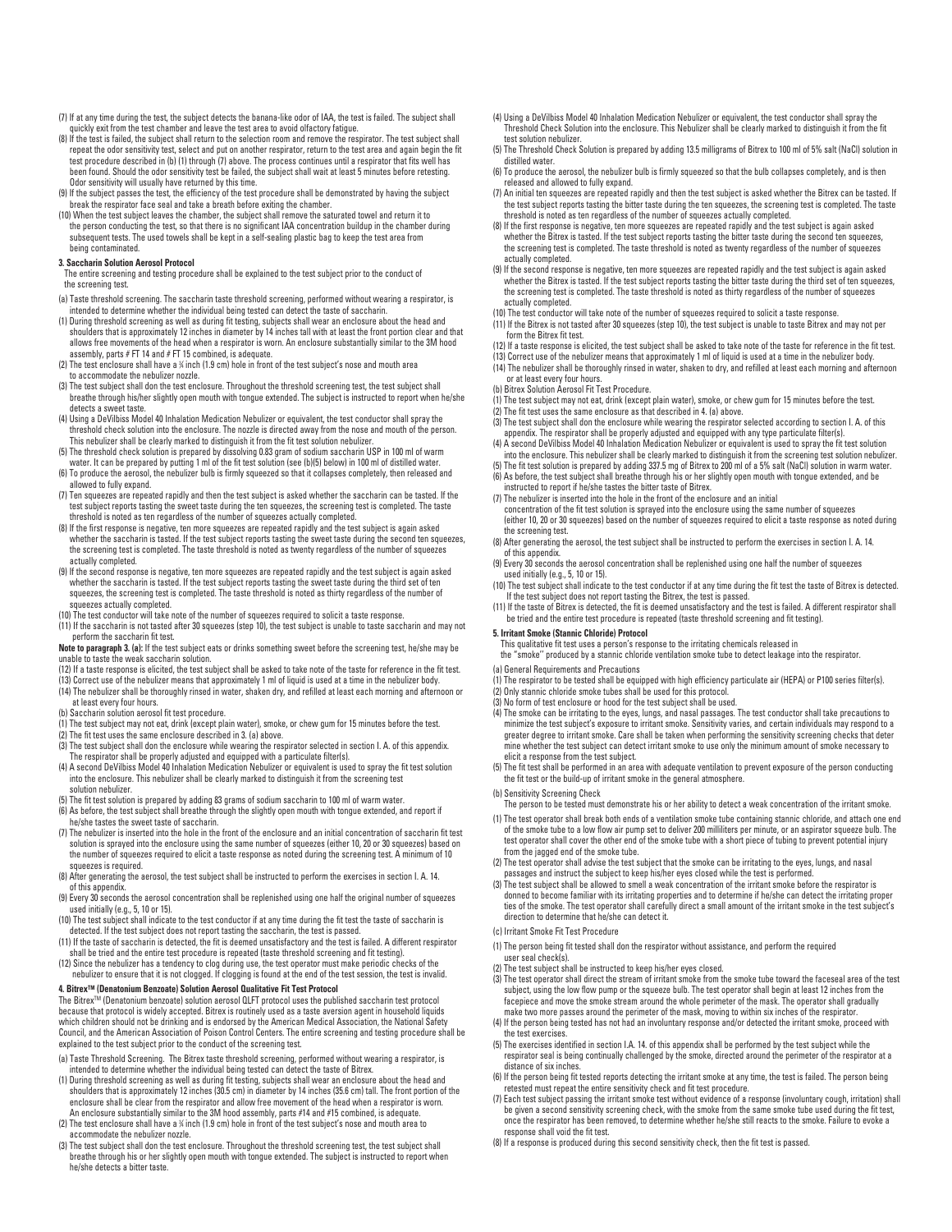(7) If at any time during the test, the subject detects the banana-like odor of IAA, the test is failed. The subject shall quickly exit from the test chamber and leave the test area to avoid olfactory fatigue.

(8) If the test is failed, the subject shall return to the selection room and remove the respirator. The test subject shall repeat the odor sensitivity test, select and put on another respirator, return to the test area and again begin the fit test procedure described in (b) (1) through (7) above. The process continues until a respirator that fits well has been found. Should the odor sensitivity test be failed, the subject shall wait at least 5 minutes before retesting. Odor sensitivity will usually have returned by this time.

(9) If the subject passes the test, the efficiency of the test procedure shall be demonstrated by having the subject break the respirator face seal and take a breath before exiting the chamber.

(10) When the test subject leaves the chamber, the subject shall remove the saturated towel and return it to the person conducting the test, so that there is no significant IAA concentration buildup in the chamber during subsequent tests. The used towels shall be kept in a self-sealing plastic bag to keep the test area from being contaminated.

**3. Saccharin Solution Aerosol Protocol**

The entire screening and testing procedure shall be explained to the test subject prior to the conduct of the screening test.

(a) Taste threshold screening. The saccharin taste threshold screening, performed without wearing a respirator, is intended to determine whether the individual being tested can detect the taste of saccharin.

(1) During threshold screening as well as during fit testing, subjects shall wear an enclosure about the head and shoulders that is approximately 12 inches in diameter by 14 inches tall with at least the front portion clear and that allows free movements of the head when a respirator is worn. An enclosure substantially similar to the 3M hood assembly, parts # FT 14 and # FT 15 combined, is adequate.

(2) The test enclosure shall have a ¾ inch (1.9 cm) hole in front of the test subject's nose and mouth area to accommodate the nebulizer nozzle.

(3) The test subject shall don the test enclosure. Throughout the threshold screening test, the test subject shall breathe through his/her slightly open mouth with tongue extended. The subject is instructed to report when he/she detects a sweet taste.

(4) Using a DeVilbiss Model 40 Inhalation Medication Nebulizer or equivalent, the test conductor shall spray the threshold check solution into the enclosure. The nozzle is directed away from the nose and mouth of the person. This nebulizer shall be clearly marked to distinguish it from the fit test solution nebulizer.

(5) The threshold check solution is prepared by dissolving 0.83 gram of sodium saccharin USP in 100 ml of warm water. It can be prepared by putting 1 ml of the fit test solution (see (b)(5) below) in 100 ml of distilled water.

(6) To produce the aerosol, the nebulizer bulb is firmly squeezed so that it collapses completely, then released and allowed to fully expand.

(7) Ten squeezes are repeated rapidly and then the test subject is asked whether the saccharin can be tasted. If the test subject reports tasting the sweet taste during the ten squeezes, the screening test is completed. The taste threshold is noted as ten regardless of the number of squeezes actually completed.

(8) If the first response is negative, ten more squeezes are repeated rapidly and the test subject is again asked whether the saccharin is tasted. If the test subject reports tasting the sweet taste during the second ten squeezes, the screening test is completed. The taste threshold is noted as twenty regardless of the number of squeezes actually completed.

(9) If the second response is negative, ten more squeezes are repeated rapidly and the test subject is again asked whether the saccharin is tasted. If the test subject reports tasting the sweet taste during the third set of ten squeezes, the screening test is completed. The taste threshold is noted as thirty regardless of the number of squeezes actually completed.

(10) The test conductor will take note of the number of squeezes required to solicit a taste response.

(11) If the saccharin is not tasted after 30 squeezes (step 10), the test subject is unable to taste saccharin and may not perform the saccharin fit test.

**Note to paragraph 3. (a):** If the test subject eats or drinks something sweet before the screening test, he/she may be unable to taste the weak saccharin solution.

(12) If a taste response is elicited, the test subject shall be asked to take note of the taste for reference in the fit test.

(13) Correct use of the nebulizer means that approximately 1 ml of liquid is used at a time in the nebulizer body.

(14) The nebulizer shall be thoroughly rinsed in water, shaken dry, and refilled at least each morning and afternoon or at least every four hours.

(b) Saccharin solution aerosol fit test procedure.

(1) The test subject may not eat, drink (except plain water), smoke, or chew gum for 15 minutes before the test.

(2) The fit test uses the same enclosure described in 3. (a) above.

(3) The test subject shall don the enclosure while wearing the respirator selected in section I. A. of this appendix. The respirator shall be properly adjusted and equipped with a particulate filter(s).

(4) A second DeVilbiss Model 40 Inhalation Medication Nebulizer or equivalent is used to spray the fit test solution into the enclosure. This nebulizer shall be clearly marked to distinguish it from the screening test solution nebulizer.

(5) The fit test solution is prepared by adding 83 grams of sodium saccharin to 100 ml of warm water.

(6) As before, the test subject shall breathe through the slightly open mouth with tongue extended, and report if he/she tastes the sweet taste of saccharin.

(7) The nebulizer is inserted into the hole in the front of the enclosure and an initial concentration of saccharin fit test solution is sprayed into the enclosure using the same number of squeezes (either 10, 20 or 30 squeezes) based on the number of squeezes required to elicit a taste response as noted during the screening test. A minimum of 10 squeezes is required.

(8) After generating the aerosol, the test subject shall be instructed to perform the exercises in section I. A. 14. of this appendix.

(9) Every 30 seconds the aerosol concentration shall be replenished using one half the original number of squeezes used initially (e.g., 5, 10 or 15).

(10) The test subject shall indicate to the test conductor if at any time during the fit test the taste of saccharin is detected. If the test subject does not report tasting the saccharin, the test is passed.

(11) If the taste of saccharin is detected, the fit is deemed unsatisfactory and the test is failed. A different respirator shall be tried and the entire test procedure is repeated (taste threshold screening and fit testing).

(12) Since the nebulizer has a tendency to clog during use, the test operator must make periodic checks of the nebulizer to ensure that it is not clogged. If clogging is found at the end of the test session, the test is invalid.

**4. Bitrex™ (Denatonium Benzoate) Solution Aerosol Qualitative Fit Test Protocol**

The Bitrex™ (Denatonium benzoate) solution aerosol QLFT protocol uses the published saccharin test protocol because that protocol is widely accepted. Bitrex is routinely used as a taste aversion agent in household liquids which children should not be drinking and is endorsed by the American Medical Association, the National Safety Council, and the American Association of Poison Control Centers. The entire screening and testing procedure shall be explained to the test subject prior to the conduct of the screening test.

(a) Taste Threshold Screening. The Bitrex taste threshold screening, performed without wearing a respirator, is intended to determine whether the individual being tested can detect the taste of Bitrex.

(1) During threshold screening as well as during fit testing, subjects shall wear an enclosure about the head and shoulders that is approximately 12 inches (30.5 cm) in diameter by 14 inches (35.6 cm) tall. The front portion of the enclosure shall be clear from the respirator and allow free movement of the head when a respirator is worn. An enclosure substantially similar to the 3M hood assembly, parts #14 and #15 combined, is adequate.

(2) The test enclosure shall have a ¾ inch (1.9 cm) hole in front of the test subject's nose and mouth area to accommodate the nebulizer nozzle.

(3) The test subject shall don the test enclosure. Throughout the threshold screening test, the test subject shall breathe through his or her slightly open mouth with tongue extended. The subject is instructed to report when he/she detects a bitter taste.

(4) Using a DeVilbiss Model 40 Inhalation Medication Nebulizer or equivalent, the test conductor shall spray the Threshold Check Solution into the enclosure. This Nebulizer shall be clearly marked to distinguish it from the fit test solution nebulizer.

(5) The Threshold Check Solution is prepared by adding 13.5 milligrams of Bitrex to 100 ml of 5% salt (NaCl) solution in distilled water.

(6) To produce the aerosol, the nebulizer bulb is firmly squeezed so that the bulb collapses completely, and is then released and allowed to fully expand.

(7) An initial ten squeezes are repeated rapidly and then the test subject is asked whether the Bitrex can be tasted. If the test subject reports tasting the bitter taste during the ten squeezes, the screening test is completed. The taste threshold is noted as ten regardless of the number of squeezes actually completed.

(8) If the first response is negative, ten more squeezes are repeated rapidly and the test subject is again asked whether the Bitrex is tasted. If the test subject reports tasting the bitter taste during the second ten squeezes, the screening test is completed. The taste threshold is noted as twenty regardless of the number of squeezes actually completed.

(9) If the second response is negative, ten more squeezes are repeated rapidly and the test subject is again asked whether the Bitrex is tasted. If the test subject reports tasting the bitter taste during the third set of ten squeezes, the screening test is completed. The taste threshold is noted as thirty regardless of the number of squeezes actually completed.

(10) The test conductor will take note of the number of squeezes required to solicit a taste response.

(11) If the Bitrex is not tasted after 30 squeezes (step 10), the test subject is unable to taste Bitrex and may not perform the Bitrex fit test.

(12) If a taste response is elicited, the test subject shall be asked to take note of the taste for reference in the fit test.

(13) Correct use of the nebulizer means that approximately 1 ml of liquid is used at a time in the nebulizer body.

(14) The nebulizer shall be thoroughly rinsed in water, shaken to dry, and refilled at least each morning and afternoon or at least every four hours.

(b) Bitrex Solution Aerosol Fit Test Procedure.

(1) The test subject may not eat, drink (except plain water), smoke, or chew gum for 15 minutes before the test.

(2) The fit test uses the same enclosure as that described in 4. (a) above.

(3) The test subject shall don the enclosure while wearing the respirator selected according to section I. A. of this appendix. The respirator shall be properly adjusted and equipped with any type particulate filter(s).

(4) A second DeVilbiss Model 40 Inhalation Medication Nebulizer or equivalent is used to spray the fit test solution into the enclosure. This nebulizer shall be clearly marked to distinguish it from the screening test solution nebulizer.

(5) The fit test solution is prepared by adding 337.5 mg of Bitrex to 200 ml of a 5% salt (NaCl) solution in warm water.

(6) As before, the test subject shall breathe through his or her slightly open mouth with tongue extended, and be instructed to report if he/she tastes the bitter taste of Bitrex.

(7) The nebulizer is inserted into the hole in the front of the enclosure and an initial concentration of the fit test solution is sprayed into the enclosure using the same number of squeezes (either 10, 20 or 30 squeezes) based on the number of squeezes required to elicit a taste response as noted during the screening test.

(8) After generating the aerosol, the test subject shall be instructed to perform the exercises in section I. A. 14. of this appendix.

(9) Every 30 seconds the aerosol concentration shall be replenished using one half the number of squeezes used initially (e.g., 5, 10 or 15).

(10) The test subject shall indicate to the test conductor if at any time during the fit test the taste of Bitrex is detected. If the test subject does not report tasting the Bitrex, the test is passed.

(11) If the taste of Bitrex is detected, the fit is deemed unsatisfactory and the test is failed. A different respirator shall be tried and the entire test procedure is repeated (taste threshold screening and fit testing).

**5. Irritant Smoke (Stannic Chloride) Protocol**

This qualitative fit test uses a person's response to the irritating chemicals released in the "smoke" produced by a stannic chloride ventilation smoke tube to detect leakage into the respirator.

(a) General Requirements and Precautions

(1) The respirator to be tested shall be equipped with high efficiency particulate air (HEPA) or P100 series filter(s).

(2) Only stannic chloride smoke tubes shall be used for this protocol.

(3) No form of test enclosure or hood for the test subject shall be used.

(4) The smoke can be irritating to the eyes, lungs, and nasal passages. The test conductor shall take precautions to minimize the test subject's exposure to irritant smoke. Sensitivity varies, and certain individuals may respond to a greater degree to irritant smoke. Care shall be taken when performing the sensitivity screening checks that determine whether the test subject can detect irritant smoke to use only the minimum amount of smoke necessary to elicit a response from the test subject.

(5) The fit test shall be performed in an area with adequate ventilation to prevent exposure of the person conducting the fit test or the build-up of irritant smoke in the general atmosphere.

(b) Sensitivity Screening Check

The person to be tested must demonstrate his or her ability to detect a weak concentration of the irritant smoke.

(1) The test operator shall break both ends of a ventilation smoke tube containing stannic chloride, and attach one end of the smoke tube to a low flow air pump set to deliver 200 milliliters per minute, or an aspirator squeeze bulb. The test operator shall cover the other end of the smoke tube with a short piece of tubing to prevent potential injury from the jagged end of the smoke tube.

(2) The test operator shall advise the test subject that the smoke can be irritating to the eyes, lungs, and nasal passages and instruct the subject to keep his/her eyes closed while the test is performed.

(3) The test subject shall be allowed to smell a weak concentration of the irritant smoke before the respirator is donned to become familiar with its irritating properties and to determine if he/she can detect the irritating properties of the smoke. The test operator shall carefully direct a small amount of the irritant smoke in the test subject's direction to determine that he/she can detect it.

(c) Irritant Smoke Fit Test Procedure

(1) The person being fit tested shall don the respirator without assistance, and perform the required user seal check(s).

(2) The test subject shall be instructed to keep his/her eyes closed.

(3) The test operator shall direct the stream of irritant smoke from the smoke tube toward the faceseal area of the test subject, using the low flow pump or the squeeze bulb. The test operator shall begin at least 12 inches from the facepiece and move the smoke stream around the whole perimeter of the mask. The operator shall gradually make two more passes around the perimeter of the mask, moving to within six inches of the respirator.

(4) If the person being tested has not had an involuntary response and/or detected the irritant smoke, proceed with the test exercises.

(5) The exercises identified in section I.A. 14. of this appendix shall be performed by the test subject while the respirator seal is being continually challenged by the smoke, directed around the perimeter of the respirator at a distance of six inches.

(6) If the person being fit tested reports detecting the irritant smoke at any time, the test is failed. The person being retested must repeat the entire sensitivity check and fit test procedure.

(7) Each test subject passing the irritant smoke test without evidence of a response (involuntary cough, irritation) shall be given a second sensitivity screening check, with the smoke from the same smoke tube used during the fit test, once the respirator has been removed, to determine whether he/she still reacts to the smoke. Failure to evoke a response shall void the fit test.

(8) If a response is produced during this second sensitivity check, then the fit test is passed.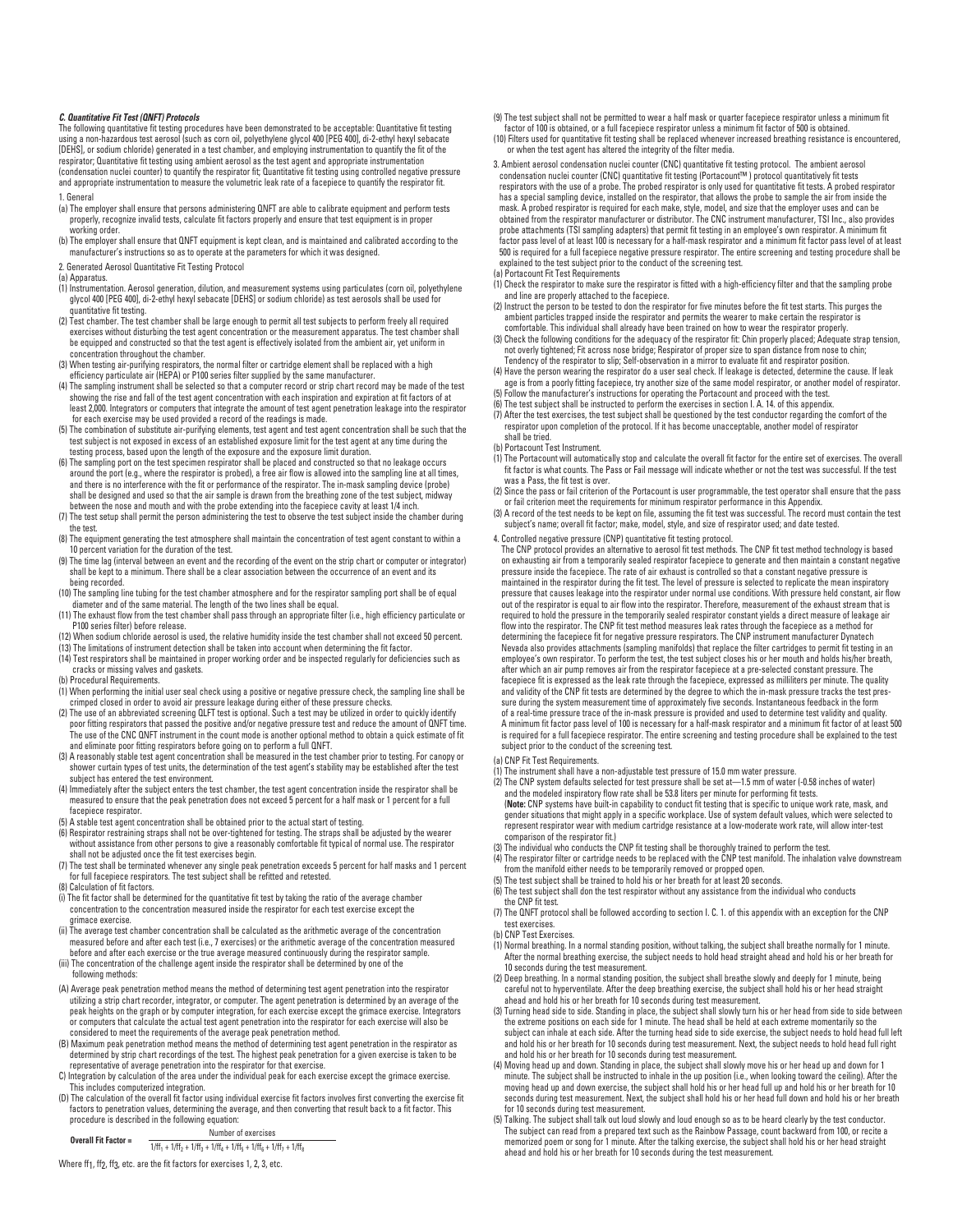### *C. Quantitative Fit Test (QNFT) Protocols*

The following quantitative fit testing procedures have been demonstrated to be acceptable: Quantitative fit testing using a non-hazardous test aerosol (such as corn oil, polyethylene glycol 400 [PEG 400], di-2-ethyl hexyl sebacate [DEHS], or sodium chloride) generated in a test chamber, and employing instrumentation to quantify the fit of the respirator; Quantitative fit testing using ambient aerosol as the test agent and appropriate instrumentation (condensation nuclei counter) to quantify the respirator fit; Quantitative fit testing using controlled negative pressure and appropriate instrumentation to measure the volumetric leak rate of a facepiece to quantify the respirator fit.

1. General

(a) The employer shall ensure that persons administering QNFT are able to calibrate equipment and perform tests properly, recognize invalid tests, calculate fit factors properly and ensure that test equipment is in proper working order.

(b) The employer shall ensure that QNFT equipment is kept clean, and is maintained and calibrated according to the manufacturer's instructions so as to operate at the parameters for which it was designed.

2. Generated Aerosol Quantitative Fit Testing Protocol

(a) Apparatus.

(1) Instrumentation. Aerosol generation, dilution, and measurement systems using particulates (corn oil, polyethylene glycol 400 [PEG 400], di-2-ethyl hexyl sebacate [DEHS] or sodium chloride) as test aerosols shall be used for quantitative fit testing.

(2) Test chamber. The test chamber shall be large enough to permit all test subjects to perform freely all required exercises without disturbing the test agent concentration or the measurement apparatus. The test chamber shall be equipped and constructed so that the test agent is effectively isolated from the ambient air, yet uniform in concentration throughout the chamber.

(3) When testing air-purifying respirators, the normal filter or cartridge element shall be replaced with a high efficiency particulate air (HEPA) or P100 series filter supplied by the same manufacturer.

(4) The sampling instrument shall be selected so that a computer record or strip chart record may be made of the test showing the rise and fall of the test agent concentration with each inspiration and expiration at fit factors of at least 2,000. Integrators or computers that integrate the amount of test agent penetration leakage into the respirator for each exercise may be used provided a record of the readings is made.

(5) The combination of substitute air-purifying elements, test agent and test agent concentration shall be such that the test subject is not exposed in excess of an established exposure limit for the test agent at any time during the testing process, based upon the length of the exposure and the exposure limit duration.

(6) The sampling port on the test specimen respirator shall be placed and constructed so that no leakage occurs around the port (e.g., where the respirator is probed), a free air flow is allowed into the sampling line at all times, and there is no interference with the fit or performance of the respirator. The in-mask sampling device (probe) shall be designed and used so that the air sample is drawn from the breathing zone of the test subject, midway between the nose and mouth and with the probe extending into the facepiece cavity at least 1/4 inch.

(7) The test setup shall permit the person administering the test to observe the test subject inside the chamber during the test.

(8) The equipment generating the test atmosphere shall maintain the concentration of test agent constant to within a 10 percent variation for the duration of the test.

(9) The time lag (interval between an event and the recording of the event on the strip chart or computer or integrator) shall be kept to a minimum. There shall be a clear association between the occurrence of an event and its being recorded.

(10) The sampling line tubing for the test chamber atmosphere and for the respirator sampling port shall be of equal diameter and of the same material. The length of the two lines shall be equal.

(11) The exhaust flow from the test chamber shall pass through an appropriate filter (i.e., high efficiency particulate or P100 series filter) before release.

(12) When sodium chloride aerosol is used, the relative humidity inside the test chamber shall not exceed 50 percent.

(13) The limitations of instrument detection shall be taken into account when determining the fit factor.

(14) Test respirators shall be maintained in proper working order and be inspected regularly for deficiencies such as cracks or missing valves and gaskets.

(b) Procedural Requirements.

(1) When performing the initial user seal check using a positive or negative pressure check, the sampling line shall be crimped closed in order to avoid air pressure leakage during either of these pressure checks.

(2) The use of an abbreviated screening QLFT test is optional. Such a test may be utilized in order to quickly identify poor fitting respirators that passed the positive and/or negative pressure test and reduce the amount of QNFT time. The use of the CNC QNFT instrument in the count mode is another optional method to obtain a quick estimate of fit and eliminate poor fitting respirators before going on to perform a full QNFT.

(3) A reasonably stable test agent concentration shall be measured in the test chamber prior to testing. For canopy or shower curtain types of test units, the determination of the test agent's stability may be established after the test subject has entered the test environment.

(4) Immediately after the subject enters the test chamber, the test agent concentration inside the respirator shall be measured to ensure that the peak penetration does not exceed 5 percent for a half mask or 1 percent for a full facepiece respirator.

(5) A stable test agent concentration shall be obtained prior to the actual start of testing.

(6) Respirator restraining straps shall not be over-tightened for testing. The straps shall be adjusted by the wearer without assistance from other persons to give a reasonably comfortable fit typical of normal use. The respirator shall not be adjusted once the fit test exercises begin.

(7) The test shall be terminated whenever any single peak penetration exceeds 5 percent for half masks and 1 percent for full facepiece respirators. The test subject shall be refitted and retested.

(8) Calculation of fit factors.

(i) The fit factor shall be determined for the quantitative fit test by taking the ratio of the average chamber concentration to the concentration measured inside the respirator for each test exercise except the grimace exercise.

(ii) The average test chamber concentration shall be calculated as the arithmetic average of the concentration measured before and after each test (i.e., 7 exercises) or the arithmetic average of the concentration measured before and after each exercise or the true average measured continuously during the respirator sample.

(iii) The concentration of the challenge agent inside the respirator shall be determined by one of the following methods:

(A) Average peak penetration method means the method of determining test agent penetration into the respirator utilizing a strip chart recorder, integrator, or computer. The agent penetration is determined by an average of the peak heights on the graph or by computer integration, for each exercise except the grimace exercise. Integrators or computers that calculate the actual test agent penetration into the respirator for each exercise will also be considered to meet the requirements of the average peak penetration method.

(B) Maximum peak penetration method means the method of determining test agent penetration in the respirator as determined by strip chart recordings of the test. The highest peak penetration for a given exercise is taken to be representative of average penetration into the respirator for that exercise.

C) Integration by calculation of the area under the individual peak for each exercise except the grimace exercise. This includes computerized integration.

(D) The calculation of the overall fit factor using individual exercise fit factors involves first converting the exercise fit factors to penetration values, determining the average, and then converting that result back to a fit factor. This procedure is described in the following equation:

$$\textbf{Overall Fit Factor} = \frac{\text{Number of exercises}}{1/ff_1 + 1/ff_2 + 1/ff_3 + 1/ff_4 + 1/ff_5 + 1/ff_6 + 1/ff_7 + 1/ff_8}$$

Where $ff_1$, $ff_2$, $ff_3$, etc. are the fit factors for exercises 1, 2, 3, etc.

(9) The test subject shall not be permitted to wear a half mask or quarter facepiece respirator unless a minimum fit factor of 100 is obtained, or a full facepiece respirator unless a minimum fit factor of 500 is obtained.

(10) Filters used for quantitative fit testing shall be replaced whenever increased breathing resistance is encountered, or when the test agent has altered the integrity of the filter media.

3. Ambient aerosol condensation nuclei counter (CNC) quantitative fit testing protocol. The ambient aerosol condensation nuclei counter (CNC) quantitative fit testing (Portacount™ ) protocol quantitatively fit tests respirators with the use of a probe. The probed respirator is only used for quantitative fit tests. A probed respirator has a special sampling device, installed on the respirator, that allows the probe to sample the air from inside the mask. A probed respirator is required for each make, style, model, and size that the employer uses and can be obtained from the respirator manufacturer or distributor. The CNC instrument manufacturer, TSI Inc., also provides probe attachments (TSI sampling adapters) that permit fit testing in an employee's own respirator. A minimum fit factor pass level of at least 100 is necessary for a half-mask respirator and a minimum fit factor pass level of at least 500 is required for a full facepiece negative pressure respirator. The entire screening and testing procedure shall be explained to the test subject prior to the conduct of the screening test.

(a) Portacount Fit Test Requirements

(1) Check the respirator to make sure the respirator is fitted with a high-efficiency filter and that the sampling probe and line are properly attached to the facepiece.

(2) Instruct the person to be tested to don the respirator for five minutes before the fit test starts. This purges the ambient particles trapped inside the respirator and permits the wearer to make certain the respirator is comfortable. This individual shall already have been trained on how to wear the respirator properly.

(3) Check the following conditions for the adequacy of the respirator fit: Chin properly placed; Adequate strap tension, not overly tightened; Fit across nose bridge; Respirator of proper size to span distance from nose to chin; Tendency of the respirator to slip; Self-observation in a mirror to evaluate fit and respirator position.

(4) Have the person wearing the respirator do a user seal check. If leakage is detected, determine the cause. If leakage is from a poorly fitting facepiece, try another size of the same model respirator, or another model of respirator.

(5) Follow the manufacturer's instructions for operating the Portacount and proceed with the test.

(6) The test subject shall be instructed to perform the exercises in section I. A. 14. of this appendix.

(7) After the test exercises, the test subject shall be questioned by the test conductor regarding the comfort of the respirator upon completion of the protocol. If it has become unacceptable, another model of respirator shall be tried.

(b) Portacount Test Instrument.

(1) The Portacount will automatically stop and calculate the overall fit factor for the entire set of exercises. The overall fit factor is what counts. The Pass or Fail message will indicate whether or not the test was successful. If the test was a Pass, the fit test is over.

(2) Since the pass or fail criterion of the Portacount is user programmable, the test operator shall ensure that the pass or fail criterion meet the requirements for minimum respirator performance in this Appendix.

(3) A record of the test needs to be kept on file, assuming the fit test was successful. The record must contain the test subject's name; overall fit factor; make, model, style, and size of respirator used; and date tested.

4. Controlled negative pressure (CNP) quantitative fit testing protocol.

The CNP protocol provides an alternative to aerosol fit test methods. The CNP fit test method technology is based on exhausting air from a temporarily sealed respirator facepiece to generate and then maintain a constant negative pressure inside the facepiece. The rate of air exhaust is controlled so that a constant negative pressure is maintained in the respirator during the fit test. The level of pressure is selected to replicate the mean inspiratory pressure that causes leakage into the respirator under normal use conditions. With pressure held constant, air flow out of the respirator is equal to air flow into the respirator. Therefore, measurement of the exhaust stream that is required to hold the pressure in the temporarily sealed respirator constant yields a direct measure of leakage air flow into the respirator. The CNP fit test method measures leak rates through the facepiece as a method for determining the facepiece fit for negative pressure respirators. The CNP instrument manufacturer Dynatech Nevada also provides attachments (sampling manifolds) that replace the filter cartridges to permit fit testing in an employee's own respirator. To perform the test, the test subject closes his or her mouth and holds his/her breath, after which an air pump removes air from the respirator facepiece at a pre-selected constant pressure. The facepiece fit is expressed as the leak rate through the facepiece, expressed as milliliters per minute. The quality and validity of the CNP fit tests are determined by the degree to which the in-mask pressure tracks the test pressure during the system measurement time of approximately five seconds. Instantaneous feedback in the form of a real-time pressure trace of the in-mask pressure is provided and used to determine test validity and quality. A minimum fit factor pass level of 100 is necessary for a half-mask respirator and a minimum fit factor of at least 500 is required for a full facepiece respirator. The entire screening and testing procedure shall be explained to the test subject prior to the conduct of the screening test.

(a) CNP Fit Test Requirements.

(1) The instrument shall have a non-adjustable test pressure of 15.0 mm water pressure.

(2) The CNP system defaults selected for test pressure shall be set at—1.5 mm of water (-0.58 inches of water) and the modeled inspiratory flow rate shall be 53.8 liters per minute for performing fit tests.
(**Note:** CNP systems have built-in capability to conduct fit testing that is specific to unique work rate, mask, and gender situations that might apply in a specific workplace. Use of system default values, which were selected to represent respirator wear with medium cartridge resistance at a low-moderate work rate, will allow inter-test comparison of the respirator fit.)

(3) The individual who conducts the CNP fit testing shall be thoroughly trained to perform the test.

(4) The respirator filter or cartridge needs to be replaced with the CNP test manifold. The inhalation valve downstream from the manifold either needs to be temporarily removed or propped open.

(5) The test subject shall be trained to hold his or her breath for at least 20 seconds.

(6) The test subject shall don the test respirator without any assistance from the individual who conducts the CNP fit test.

(7) The QNFT protocol shall be followed according to section I. C. 1. of this appendix with an exception for the CNP test exercises.

(b) CNP Test Exercises.

(1) Normal breathing. In a normal standing position, without talking, the subject shall breathe normally for 1 minute. After the normal breathing exercise, the subject needs to hold head straight ahead and hold his or her breath for 10 seconds during the test measurement.

(2) Deep breathing. In a normal standing position, the subject shall breathe slowly and deeply for 1 minute, being careful not to hyperventilate. After the deep breathing exercise, the subject shall hold his or her head straight ahead and hold his or her breath for 10 seconds during test measurement.

(3) Turning head side to side. Standing in place, the subject shall slowly turn his or her head from side to side between the extreme positions on each side for 1 minute. The head shall be held at each extreme momentarily so the subject can inhale at each side. After the turning head side to side exercise, the subject needs to hold head full left and hold his or her breath for 10 seconds during test measurement. Next, the subject needs to hold head full right and hold his or her breath for 10 seconds during test measurement.

(4) Moving head up and down. Standing in place, the subject shall slowly move his or her head up and down for 1 minute. The subject shall be instructed to inhale in the up position (i.e., when looking toward the ceiling). After the moving head up and down exercise, the subject shall hold his or her head full up and hold his or her breath for 10 seconds during test measurement. Next, the subject shall hold his or her head full down and hold his or her breath for 10 seconds during test measurement.

(5) Talking. The subject shall talk out loud slowly and loud enough so as to be heard clearly by the test conductor. The subject can read from a prepared text such as the Rainbow Passage, count backward from 100, or recite a memorized poem or song for 1 minute. After the talking exercise, the subject shall hold his or her head straight ahead and hold his or her breath for 10 seconds during the test measurement.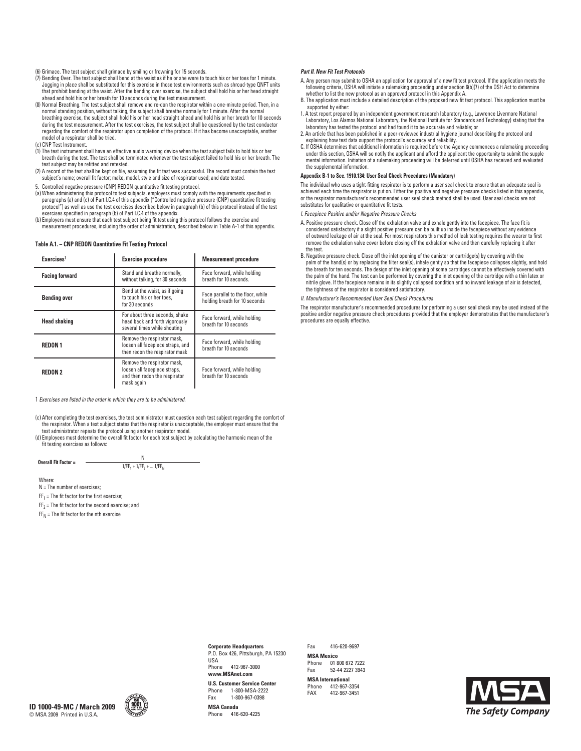(6) Grimace. The test subject shall grimace by smiling or frowning for 15 seconds.

(7) Bending Over. The test subject shall bend at the waist as if he or she were to touch his or her toes for 1 minute. Jogging in place shall be substituted for this exercise in those test environments such as shroud-type QNFT units that prohibit bending at the waist. After the bending over exercise, the subject shall hold his or her head straight ahead and hold his or her breath for 10 seconds during the test measurement.

(8) Normal Breathing. The test subject shall remove and re-don the respirator within a one-minute period. Then, in a normal standing position, without talking, the subject shall breathe normally for 1 minute. After the normal breathing exercise, the subject shall hold his or her head straight ahead and hold his or her breath for 10 seconds during the test measurement. After the test exercises, the test subject shall be questioned by the test conductor regarding the comfort of the respirator upon completion of the protocol. If it has become unacceptable, another model of a respirator shall be tried.

(c) CNP Test Instrument.

(1) The test instrument shall have an effective audio warning device when the test subject fails to hold his or her breath during the test. The test shall be terminated whenever the test subject failed to hold his or her breath. The test subject may be refitted and retested.

(2) A record of the test shall be kept on file, assuming the fit test was successful. The record must contain the test subject's name; overall fit factor; make, model, style and size of respirator used; and date tested.

5. Controlled negative pressure (CNP) REDON quantitative fit testing protocol.

(a) When administering this protocol to test subjects, employers must comply with the requirements specified in paragraphs (a) and (c) of Part I.C.4 of this appendix ("Controlled negative pressure (CNP) quantitative fit testing protocol") as well as use the test exercises described below in paragraph (b) of this protocol instead of the test exercises specified in paragraph (b) of Part I.C.4 of the appendix.

(b) Employers must ensure that each test subject being fit test using this protocol follows the exercise and measurement procedures, including the order of administration, described below in Table A-1 of this appendix.

**Table A.1. – CNP REDON Quantitative Fit Testing Protocol**

| Exercises[1] | Exercise procedure | Measurement procedure |
|---|---|---|
| **Facing forward** | Stand and breathe normally, without talking, for 30 seconds | Face forward, while holding breath for 10 seconds. |
| **Bending over** | Bend at the waist, as if going to touch his or her toes, for 30 seconds | Face parallel to the floor, while holding breath for 10 seconds |
| **Head shaking** | For about three seconds, shake head back and forth vigorously several times while shouting | Face forward, while holding breath for 10 seconds |
| **REDON 1** | Remove the respirator mask, loosen all facepiece straps, and then redon the respirator mask | Face forward, while holding breath for 10 seconds |
| **REDON 2** | Remove the respirator mask, loosen all facepiece straps, and then redon the respirator mask again | Face forward, while holding breath for 10 seconds |

1 *Exercises are listed in the order in which they are to be administered.*

(c) After completing the test exercises, the test administrator must question each test subject regarding the comfort of the respirator. When a test subject states that the respirator is unacceptable, the employer must ensure that the test administrator repeats the protocol using another respirator model.

(d) Employees must determine the overall fit factor for each test subject by calculating the harmonic mean of the fit testing exercises as follows:

$$\text{Overall Fit Factor} = \frac{N}{1/FF_1 + 1/FF_2 + \ldots 1/FF_N}$$

Where:

N = The number of exercises;

$FF_1$ = The fit factor for the first exercise;

$FF_2$ = The fit factor for the second exercise; and

$FF_N$ = The fit factor for the nth exercise

***Part II. New Fit Test Protocols***

A. Any person may submit to OSHA an application for approval of a new fit test protocol. If the application meets the following criteria, OSHA will initiate a rulemaking proceeding under section 6(b)(7) of the OSH Act to determine whether to list the new protocol as an approved protocol in this Appendix A.

B. The application must include a detailed description of the proposed new fit test protocol. This application must be supported by either:

1. A test report prepared by an independent government research laboratory (e.g., Lawrence Livermore National Laboratory, Los Alamos National Laboratory, the National Institute for Standards and Technology) stating that the laboratory has tested the protocol and had found it to be accurate and reliable; or
2. An article that has been published in a peer-reviewed industrial hygiene journal describing the protocol and explaining how test data support the protocol's accuracy and reliability.

C. If OSHA determines that additional information is required before the Agency commences a rulemaking proceeding under this section, OSHA will so notify the applicant and afford the applicant the opportunity to submit the supple mental information. Initiation of a rulemaking proceeding will be deferred until OSHA has received and evaluated the supplemental information.

**Appendix B-1 to Sec. 1910.134: User Seal Check Procedures (Mandatory)**

The individual who uses a tight-fitting respirator is to perform a user seal check to ensure that an adequate seal is achieved each time the respirator is put on. Either the positive and negative pressure checks listed in this appendix, or the respirator manufacturer's recommended user seal check method shall be used. User seal checks are not substitutes for qualitative or quantitative fit tests.

*I. Facepiece Positive and/or Negative Pressure Checks*

A. Positive pressure check. Close off the exhalation valve and exhale gently into the facepiece. The face fit is considered satisfactory if a slight positive pressure can be built up inside the facepiece without any evidence of outward leakage of air at the seal. For most respirators this method of leak testing requires the wearer to first remove the exhalation valve cover before closing off the exhalation valve and then carefully replacing it after the test.

B. Negative pressure check. Close off the inlet opening of the canister or cartridge(s) by covering with the palm of the hand(s) or by replacing the filter seal(s), inhale gently so that the facepiece collapses slightly, and hold the breath for ten seconds. The design of the inlet opening of some cartridges cannot be effectively covered with the palm of the hand. The test can be performed by covering the inlet opening of the cartridge with a thin latex or nitrile glove. If the facepiece remains in its slightly collapsed condition and no inward leakage of air is detected, the tightness of the respirator is considered satisfactory.

*II. Manufacturer's Recommended User Seal Check Procedures*

The respirator manufacturer's recommended procedures for performing a user seal check may be used instead of the positive and/or negative pressure check procedures provided that the employer demonstrates that the manufacturer's procedures are equally effective.

**ID 1000-49-MC / March 2009**
© MSA 2009 Printed in U.S.A.

**Corporate Headquarters**
P.O. Box 426, Pittsburgh, PA 15230
USA
Phone 412-967-3000
**www.MSAnet.com**

**U.S. Customer Service Center**
Phone 1-800-MSA-2222
Fax 1-800-967-0398

**MSA Canada**
Phone 416-620-4225
Fax 416-620-9697

**MSA Mexico**
Phone 01 800 672 7222
Fax 52-44 2227 3943

**MSA International**
Phone 412-967-3354
FAX 412-967-3451

MSA
*The Safety Company*